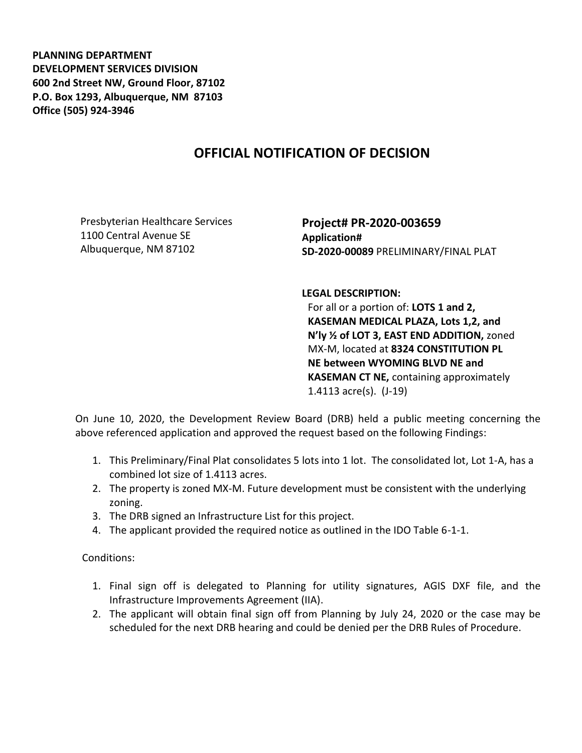**PLANNING DEPARTMENT**
**DEVELOPMENT SERVICES DIVISION**
**600 2nd Street NW, Ground Floor, 87102**
**P.O. Box 1293, Albuquerque, NM 87103**
**Office (505) 924-3946**

# OFFICIAL NOTIFICATION OF DECISION

Presbyterian Healthcare Services
1100 Central Avenue SE
Albuquerque, NM 87102

**Project# PR-2020-003659**
**Application#**
**SD-2020-00089** PRELIMINARY/FINAL PLAT

**LEGAL DESCRIPTION:**
For all or a portion of: **LOTS 1 and 2, KASEMAN MEDICAL PLAZA, Lots 1,2, and N'ly ½ of LOT 3, EAST END ADDITION,** zoned MX-M, located at **8324 CONSTITUTION PL NE between WYOMING BLVD NE and KASEMAN CT NE,** containing approximately 1.4113 acre(s). (J-19)

On June 10, 2020, the Development Review Board (DRB) held a public meeting concerning the above referenced application and approved the request based on the following Findings:

1. This Preliminary/Final Plat consolidates 5 lots into 1 lot. The consolidated lot, Lot 1-A, has a combined lot size of 1.4113 acres.
2. The property is zoned MX-M. Future development must be consistent with the underlying zoning.
3. The DRB signed an Infrastructure List for this project.
4. The applicant provided the required notice as outlined in the IDO Table 6-1-1.

Conditions:

1. Final sign off is delegated to Planning for utility signatures, AGIS DXF file, and the Infrastructure Improvements Agreement (IIA).
2. The applicant will obtain final sign off from Planning by July 24, 2020 or the case may be scheduled for the next DRB hearing and could be denied per the DRB Rules of Procedure.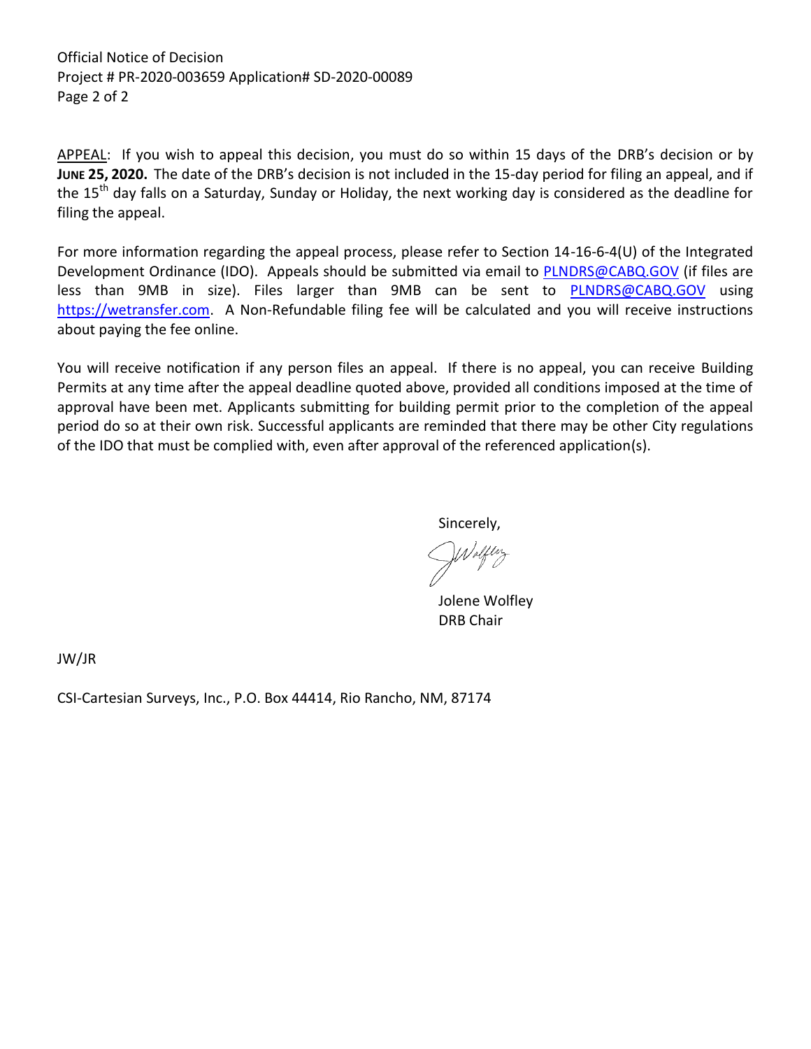APPEAL: If you wish to appeal this decision, you must do so within 15 days of the DRB's decision or by **JUNE 25, 2020.** The date of the DRB's decision is not included in the 15-day period for filing an appeal, and if the 15th day falls on a Saturday, Sunday or Holiday, the next working day is considered as the deadline for filing the appeal.

For more information regarding the appeal process, please refer to Section 14-16-6-4(U) of the Integrated Development Ordinance (IDO). Appeals should be submitted via email to PLNDRS@CABQ.GOV (if files are less than 9MB in size). Files larger than 9MB can be sent to PLNDRS@CABQ.GOV using https://wetransfer.com. A Non-Refundable filing fee will be calculated and you will receive instructions about paying the fee online.

You will receive notification if any person files an appeal. If there is no appeal, you can receive Building Permits at any time after the appeal deadline quoted above, provided all conditions imposed at the time of approval have been met. Applicants submitting for building permit prior to the completion of the appeal period do so at their own risk. Successful applicants are reminded that there may be other City regulations of the IDO that must be complied with, even after approval of the referenced application(s).

Sincerely,

Jolene Wolfley
DRB Chair

JW/JR

CSI-Cartesian Surveys, Inc., P.O. Box 44414, Rio Rancho, NM, 87174